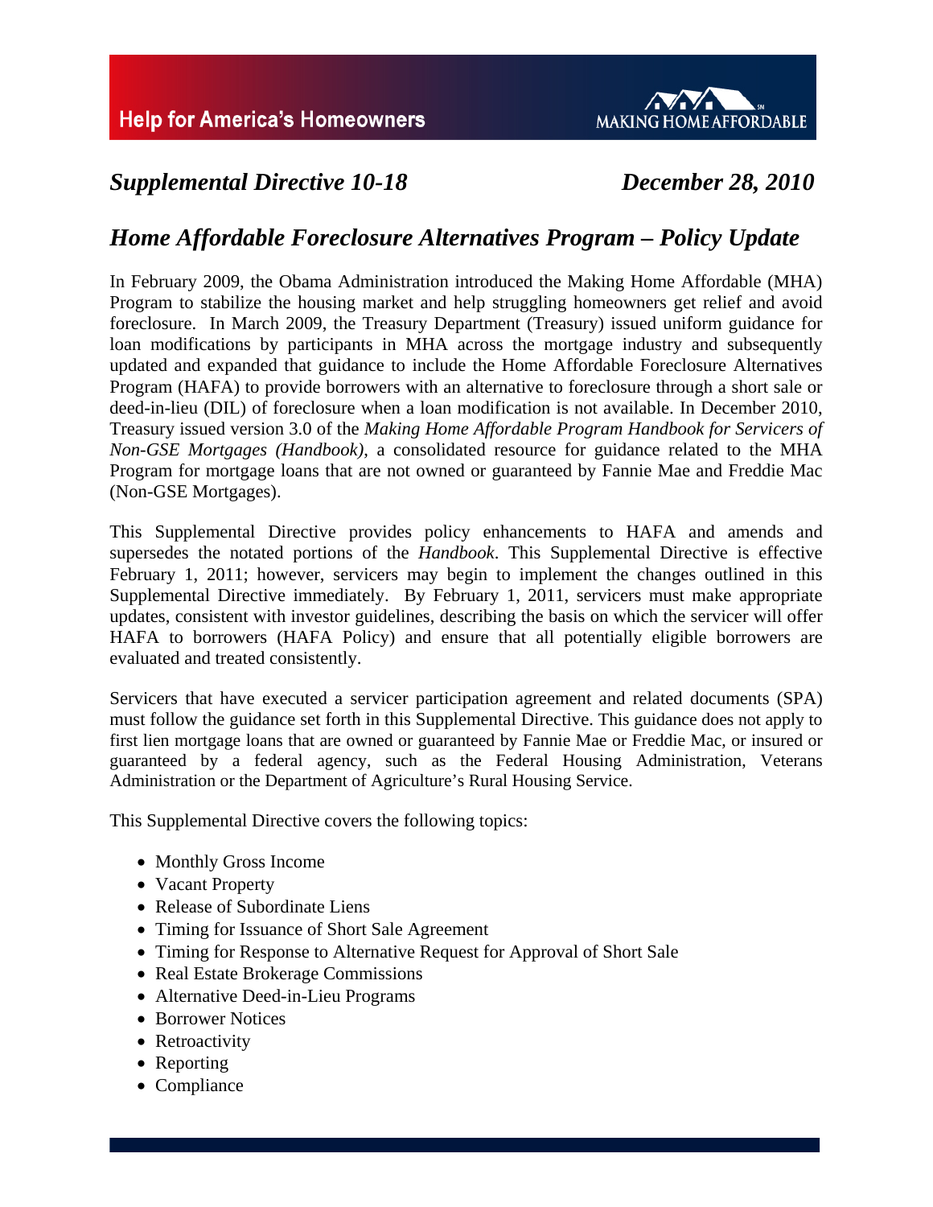Help for America's Homeowners

MAKING HOME AFFORDABLE

*Supplemental Directive 10-18* *December 28, 2010*

# *Home Affordable Foreclosure Alternatives Program – Policy Update*

In February 2009, the Obama Administration introduced the Making Home Affordable (MHA) Program to stabilize the housing market and help struggling homeowners get relief and avoid foreclosure. In March 2009, the Treasury Department (Treasury) issued uniform guidance for loan modifications by participants in MHA across the mortgage industry and subsequently updated and expanded that guidance to include the Home Affordable Foreclosure Alternatives Program (HAFA) to provide borrowers with an alternative to foreclosure through a short sale or deed-in-lieu (DIL) of foreclosure when a loan modification is not available. In December 2010, Treasury issued version 3.0 of the *Making Home Affordable Program Handbook for Servicers of Non-GSE Mortgages (Handbook)*, a consolidated resource for guidance related to the MHA Program for mortgage loans that are not owned or guaranteed by Fannie Mae and Freddie Mac (Non-GSE Mortgages).

This Supplemental Directive provides policy enhancements to HAFA and amends and supersedes the notated portions of the *Handbook*. This Supplemental Directive is effective February 1, 2011; however, servicers may begin to implement the changes outlined in this Supplemental Directive immediately. By February 1, 2011, servicers must make appropriate updates, consistent with investor guidelines, describing the basis on which the servicer will offer HAFA to borrowers (HAFA Policy) and ensure that all potentially eligible borrowers are evaluated and treated consistently.

Servicers that have executed a servicer participation agreement and related documents (SPA) must follow the guidance set forth in this Supplemental Directive. This guidance does not apply to first lien mortgage loans that are owned or guaranteed by Fannie Mae or Freddie Mac, or insured or guaranteed by a federal agency, such as the Federal Housing Administration, Veterans Administration or the Department of Agriculture's Rural Housing Service.

This Supplemental Directive covers the following topics:

- Monthly Gross Income
- Vacant Property
- Release of Subordinate Liens
- Timing for Issuance of Short Sale Agreement
- Timing for Response to Alternative Request for Approval of Short Sale
- Real Estate Brokerage Commissions
- Alternative Deed-in-Lieu Programs
- Borrower Notices
- Retroactivity
- Reporting
- Compliance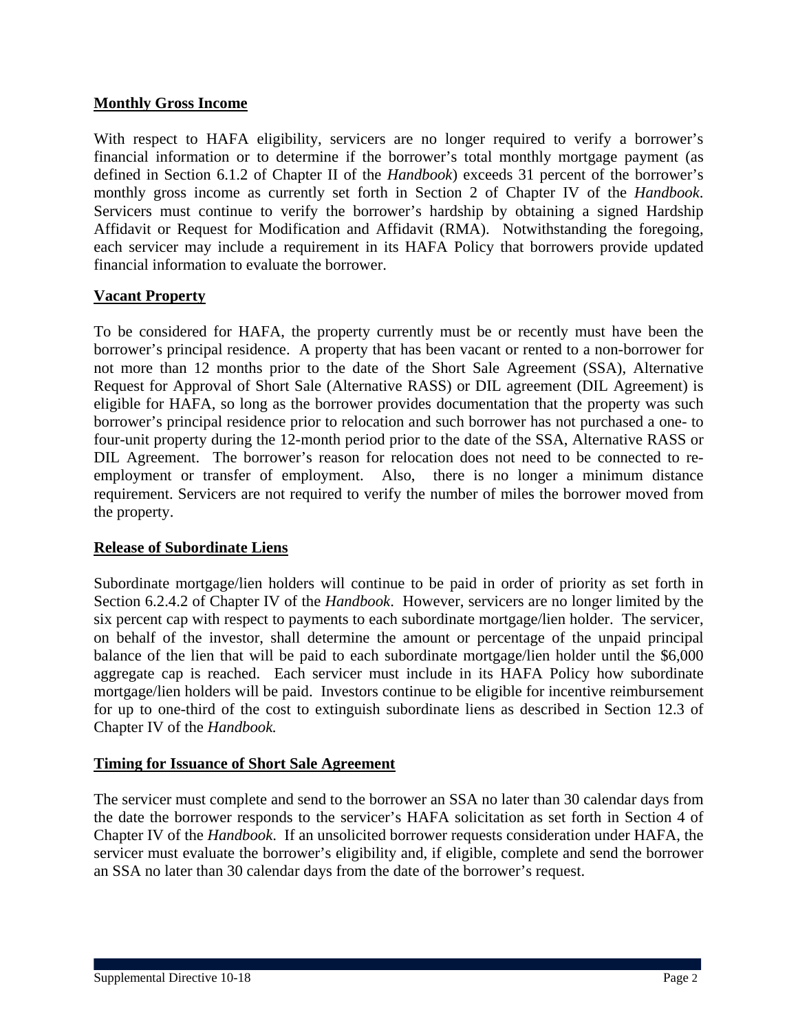## Monthly Gross Income

With respect to HAFA eligibility, servicers are no longer required to verify a borrower's financial information or to determine if the borrower's total monthly mortgage payment (as defined in Section 6.1.2 of Chapter II of the *Handbook*) exceeds 31 percent of the borrower's monthly gross income as currently set forth in Section 2 of Chapter IV of the *Handbook*. Servicers must continue to verify the borrower's hardship by obtaining a signed Hardship Affidavit or Request for Modification and Affidavit (RMA). Notwithstanding the foregoing, each servicer may include a requirement in its HAFA Policy that borrowers provide updated financial information to evaluate the borrower.

## Vacant Property

To be considered for HAFA, the property currently must be or recently must have been the borrower's principal residence. A property that has been vacant or rented to a non-borrower for not more than 12 months prior to the date of the Short Sale Agreement (SSA), Alternative Request for Approval of Short Sale (Alternative RASS) or DIL agreement (DIL Agreement) is eligible for HAFA, so long as the borrower provides documentation that the property was such borrower's principal residence prior to relocation and such borrower has not purchased a one- to four-unit property during the 12-month period prior to the date of the SSA, Alternative RASS or DIL Agreement. The borrower's reason for relocation does not need to be connected to re-employment or transfer of employment. Also, there is no longer a minimum distance requirement. Servicers are not required to verify the number of miles the borrower moved from the property.

## Release of Subordinate Liens

Subordinate mortgage/lien holders will continue to be paid in order of priority as set forth in Section 6.2.4.2 of Chapter IV of the *Handbook*. However, servicers are no longer limited by the six percent cap with respect to payments to each subordinate mortgage/lien holder. The servicer, on behalf of the investor, shall determine the amount or percentage of the unpaid principal balance of the lien that will be paid to each subordinate mortgage/lien holder until the $6,000 aggregate cap is reached. Each servicer must include in its HAFA Policy how subordinate mortgage/lien holders will be paid. Investors continue to be eligible for incentive reimbursement for up to one-third of the cost to extinguish subordinate liens as described in Section 12.3 of Chapter IV of the *Handbook.*

## Timing for Issuance of Short Sale Agreement

The servicer must complete and send to the borrower an SSA no later than 30 calendar days from the date the borrower responds to the servicer's HAFA solicitation as set forth in Section 4 of Chapter IV of the *Handbook*. If an unsolicited borrower requests consideration under HAFA, the servicer must evaluate the borrower's eligibility and, if eligible, complete and send the borrower an SSA no later than 30 calendar days from the date of the borrower's request.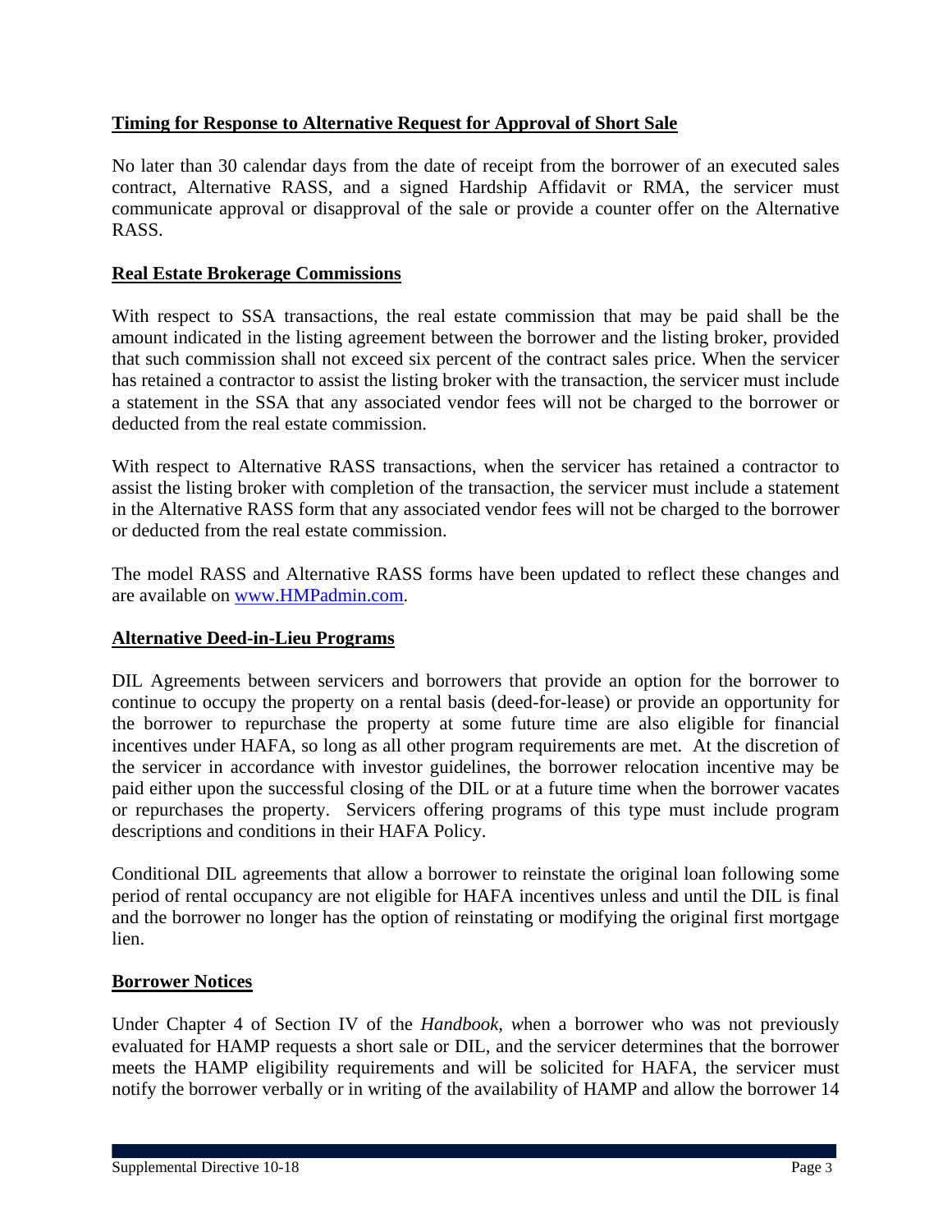**Timing for Response to Alternative Request for Approval of Short Sale**

No later than 30 calendar days from the date of receipt from the borrower of an executed sales contract, Alternative RASS, and a signed Hardship Affidavit or RMA, the servicer must communicate approval or disapproval of the sale or provide a counter offer on the Alternative RASS.

**Real Estate Brokerage Commissions**

With respect to SSA transactions, the real estate commission that may be paid shall be the amount indicated in the listing agreement between the borrower and the listing broker, provided that such commission shall not exceed six percent of the contract sales price. When the servicer has retained a contractor to assist the listing broker with the transaction, the servicer must include a statement in the SSA that any associated vendor fees will not be charged to the borrower or deducted from the real estate commission.

With respect to Alternative RASS transactions, when the servicer has retained a contractor to assist the listing broker with completion of the transaction, the servicer must include a statement in the Alternative RASS form that any associated vendor fees will not be charged to the borrower or deducted from the real estate commission.

The model RASS and Alternative RASS forms have been updated to reflect these changes and are available on [www.HMPadmin.com](http://www.HMPadmin.com).

**Alternative Deed-in-Lieu Programs**

DIL Agreements between servicers and borrowers that provide an option for the borrower to continue to occupy the property on a rental basis (deed-for-lease) or provide an opportunity for the borrower to repurchase the property at some future time are also eligible for financial incentives under HAFA, so long as all other program requirements are met. At the discretion of the servicer in accordance with investor guidelines, the borrower relocation incentive may be paid either upon the successful closing of the DIL or at a future time when the borrower vacates or repurchases the property. Servicers offering programs of this type must include program descriptions and conditions in their HAFA Policy.

Conditional DIL agreements that allow a borrower to reinstate the original loan following some period of rental occupancy are not eligible for HAFA incentives unless and until the DIL is final and the borrower no longer has the option of reinstating or modifying the original first mortgage lien.

**Borrower Notices**

Under Chapter 4 of Section IV of the *Handbook, w*hen a borrower who was not previously evaluated for HAMP requests a short sale or DIL, and the servicer determines that the borrower meets the HAMP eligibility requirements and will be solicited for HAFA, the servicer must notify the borrower verbally or in writing of the availability of HAMP and allow the borrower 14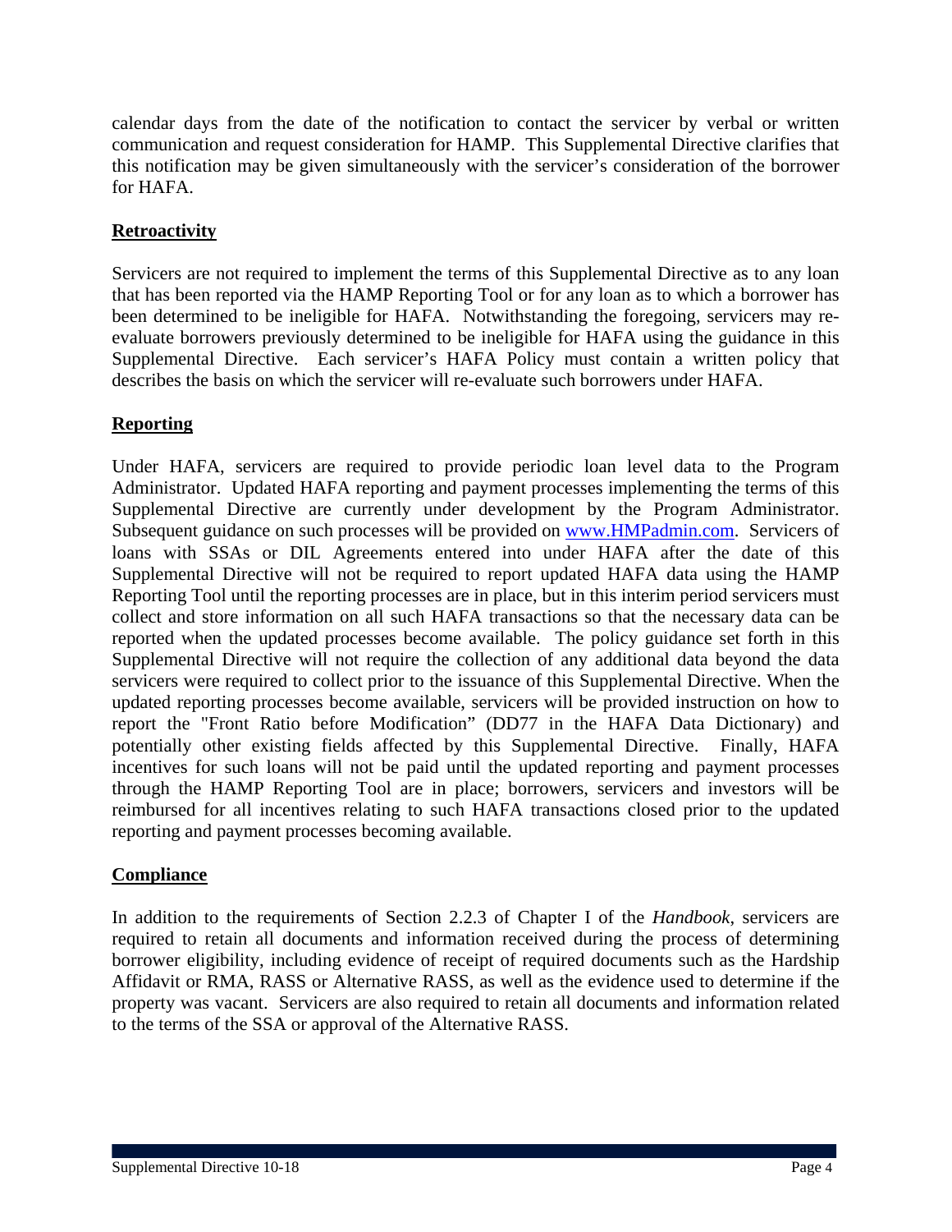calendar days from the date of the notification to contact the servicer by verbal or written communication and request consideration for HAMP. This Supplemental Directive clarifies that this notification may be given simultaneously with the servicer's consideration of the borrower for HAFA.

**Retroactivity**

Servicers are not required to implement the terms of this Supplemental Directive as to any loan that has been reported via the HAMP Reporting Tool or for any loan as to which a borrower has been determined to be ineligible for HAFA. Notwithstanding the foregoing, servicers may re-evaluate borrowers previously determined to be ineligible for HAFA using the guidance in this Supplemental Directive. Each servicer's HAFA Policy must contain a written policy that describes the basis on which the servicer will re-evaluate such borrowers under HAFA.

**Reporting**

Under HAFA, servicers are required to provide periodic loan level data to the Program Administrator. Updated HAFA reporting and payment processes implementing the terms of this Supplemental Directive are currently under development by the Program Administrator. Subsequent guidance on such processes will be provided on [www.HMPadmin.com](http://www.HMPadmin.com). Servicers of loans with SSAs or DIL Agreements entered into under HAFA after the date of this Supplemental Directive will not be required to report updated HAFA data using the HAMP Reporting Tool until the reporting processes are in place, but in this interim period servicers must collect and store information on all such HAFA transactions so that the necessary data can be reported when the updated processes become available. The policy guidance set forth in this Supplemental Directive will not require the collection of any additional data beyond the data servicers were required to collect prior to the issuance of this Supplemental Directive. When the updated reporting processes become available, servicers will be provided instruction on how to report the "Front Ratio before Modification" (DD77 in the HAFA Data Dictionary) and potentially other existing fields affected by this Supplemental Directive. Finally, HAFA incentives for such loans will not be paid until the updated reporting and payment processes through the HAMP Reporting Tool are in place; borrowers, servicers and investors will be reimbursed for all incentives relating to such HAFA transactions closed prior to the updated reporting and payment processes becoming available.

**Compliance**

In addition to the requirements of Section 2.2.3 of Chapter I of the *Handbook*, servicers are required to retain all documents and information received during the process of determining borrower eligibility, including evidence of receipt of required documents such as the Hardship Affidavit or RMA, RASS or Alternative RASS, as well as the evidence used to determine if the property was vacant. Servicers are also required to retain all documents and information related to the terms of the SSA or approval of the Alternative RASS.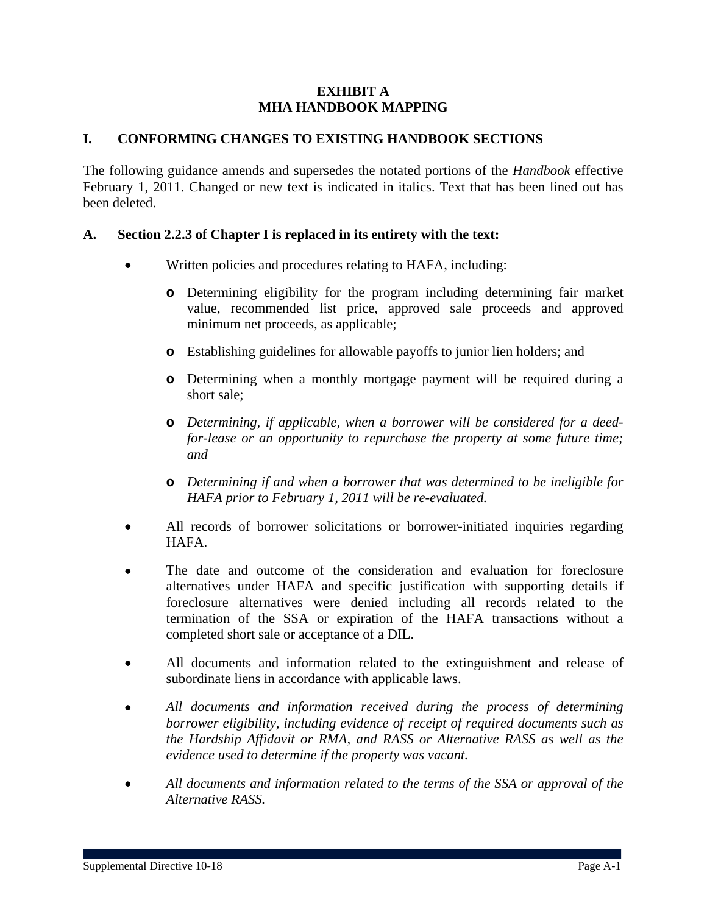# EXHIBIT A
# MHA HANDBOOK MAPPING

## I. CONFORMING CHANGES TO EXISTING HANDBOOK SECTIONS

The following guidance amends and supersedes the notated portions of the *Handbook* effective February 1, 2011. Changed or new text is indicated in italics. Text that has been lined out has been deleted.

### A. Section 2.2.3 of Chapter I is replaced in its entirety with the text:

- Written policies and procedures relating to HAFA, including:
  - Determining eligibility for the program including determining fair market value, recommended list price, approved sale proceeds and approved minimum net proceeds, as applicable;
  - Establishing guidelines for allowable payoffs to junior lien holders; ~~and~~
  - Determining when a monthly mortgage payment will be required during a short sale;
  - *Determining, if applicable, when a borrower will be considered for a deed-for-lease or an opportunity to repurchase the property at some future time; and*
  - *Determining if and when a borrower that was determined to be ineligible for HAFA prior to February 1, 2011 will be re-evaluated.*
- All records of borrower solicitations or borrower-initiated inquiries regarding HAFA.
- The date and outcome of the consideration and evaluation for foreclosure alternatives under HAFA and specific justification with supporting details if foreclosure alternatives were denied including all records related to the termination of the SSA or expiration of the HAFA transactions without a completed short sale or acceptance of a DIL.
- All documents and information related to the extinguishment and release of subordinate liens in accordance with applicable laws.
- *All documents and information received during the process of determining borrower eligibility, including evidence of receipt of required documents such as the Hardship Affidavit or RMA, and RASS or Alternative RASS as well as the evidence used to determine if the property was vacant.*
- *All documents and information related to the terms of the SSA or approval of the Alternative RASS.*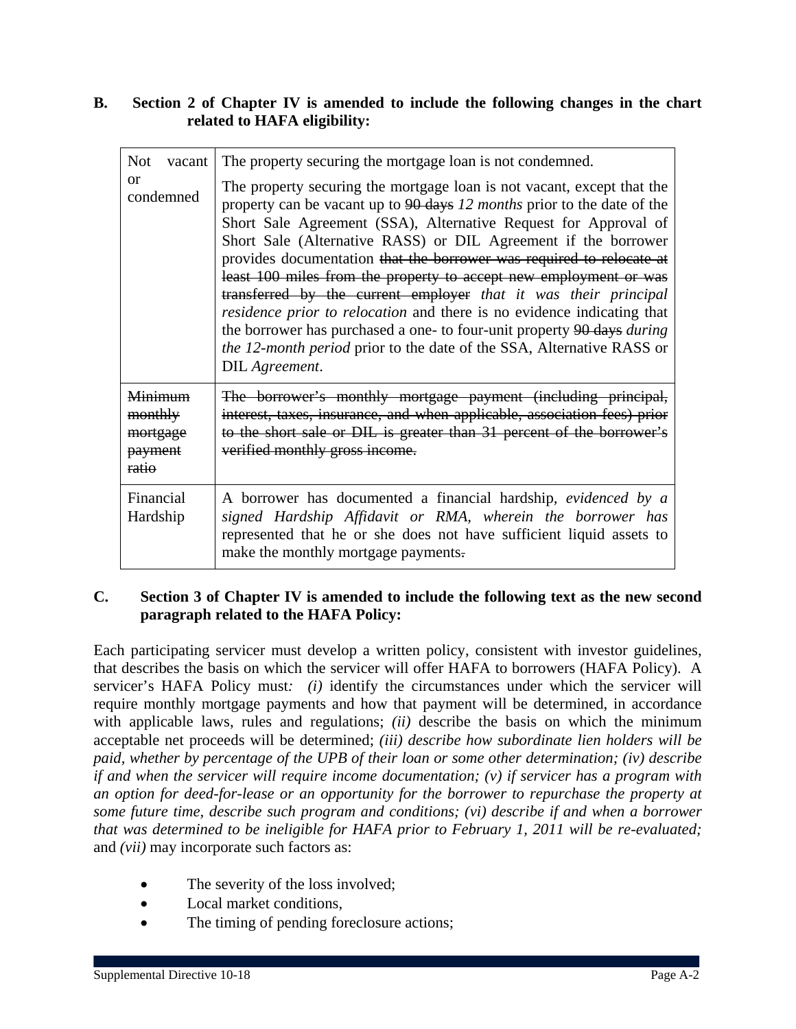**B. Section 2 of Chapter IV is amended to include the following changes in the chart related to HAFA eligibility:**

| | |
|---|---|
| Not vacant or condemned | The property securing the mortgage loan is not condemned.<br><br>The property securing the mortgage loan is not vacant, except that the property can be vacant up to ~~90 days~~ *12 months* prior to the date of the Short Sale Agreement (SSA), Alternative Request for Approval of Short Sale (Alternative RASS) or DIL Agreement if the borrower provides documentation ~~that the borrower was required to relocate at least 100 miles from the property to accept new employment or was transferred by the current employer~~ *that it was their principal residence prior to relocation* and there is no evidence indicating that the borrower has purchased a one- to four-unit property ~~90 days~~ *during the 12-month period* prior to the date of the SSA, Alternative RASS or DIL *Agreement*. |
| ~~Minimum monthly mortgage payment ratio~~ | ~~The borrower's monthly mortgage payment (including principal, interest, taxes, insurance, and when applicable, association fees) prior to the short sale or DIL is greater than 31 percent of the borrower's verified monthly gross income.~~ |
| Financial Hardship | A borrower has documented a financial hardship*, evidenced by a signed Hardship Affidavit or RMA, wherein the borrower has* represented that he or she does not have sufficient liquid assets to make the monthly mortgage payments~~.~~ |

**C. Section 3 of Chapter IV is amended to include the following text as the new second paragraph related to the HAFA Policy:**

Each participating servicer must develop a written policy, consistent with investor guidelines, that describes the basis on which the servicer will offer HAFA to borrowers (HAFA Policy). A servicer's HAFA Policy must*: (i)* identify the circumstances under which the servicer will require monthly mortgage payments and how that payment will be determined, in accordance with applicable laws, rules and regulations; *(ii)* describe the basis on which the minimum acceptable net proceeds will be determined; *(iii) describe how subordinate lien holders will be paid, whether by percentage of the UPB of their loan or some other determination; (iv) describe if and when the servicer will require income documentation; (v) if servicer has a program with an option for deed-for-lease or an opportunity for the borrower to repurchase the property at some future time, describe such program and conditions; (vi) describe if and when a borrower that was determined to be ineligible for HAFA prior to February 1, 2011 will be re-evaluated;* and *(vii)* may incorporate such factors as:

- The severity of the loss involved;
- Local market conditions,
- The timing of pending foreclosure actions;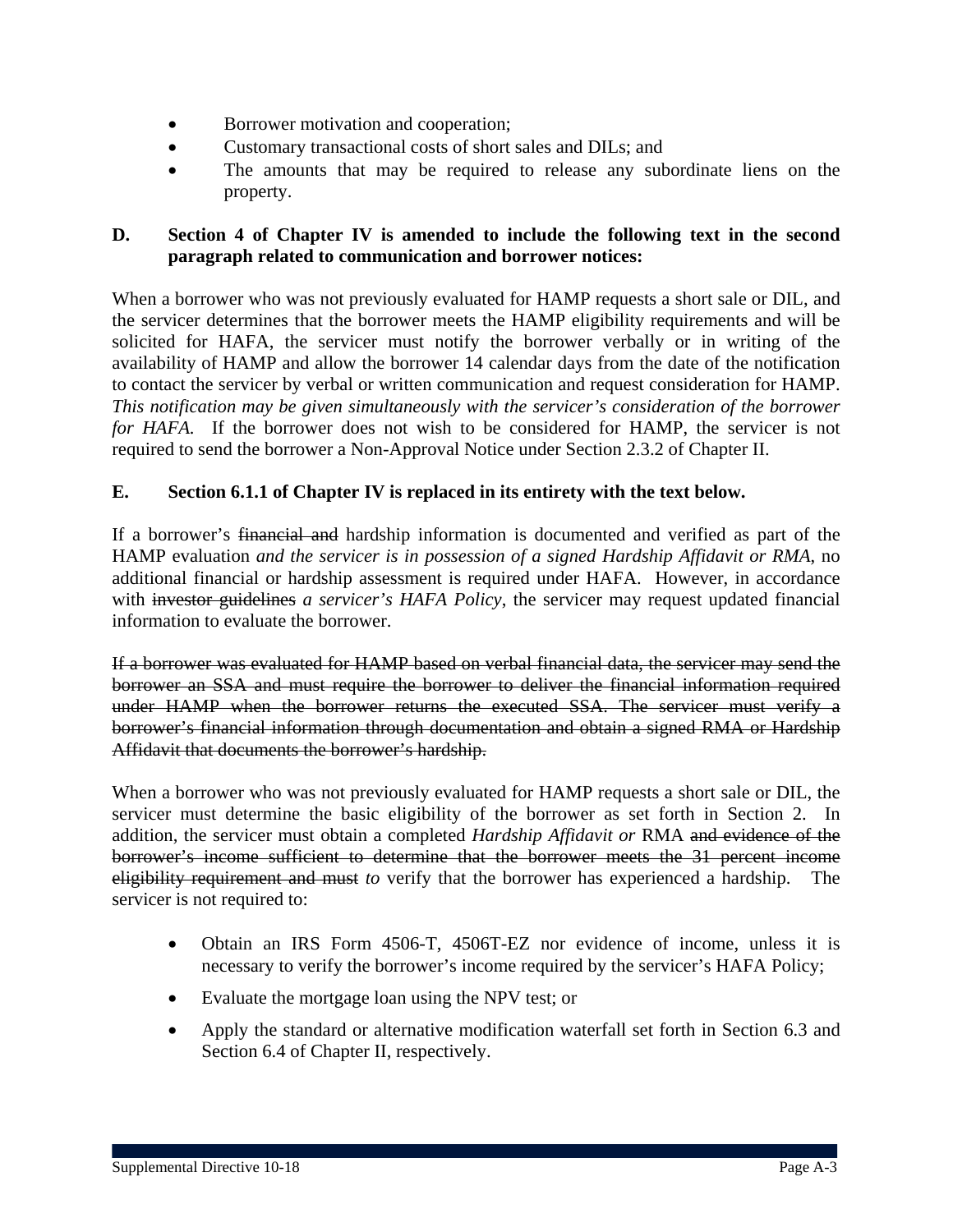- Borrower motivation and cooperation;
- Customary transactional costs of short sales and DILs; and
- The amounts that may be required to release any subordinate liens on the property.

**D. Section 4 of Chapter IV is amended to include the following text in the second paragraph related to communication and borrower notices:**

When a borrower who was not previously evaluated for HAMP requests a short sale or DIL, and the servicer determines that the borrower meets the HAMP eligibility requirements and will be solicited for HAFA, the servicer must notify the borrower verbally or in writing of the availability of HAMP and allow the borrower 14 calendar days from the date of the notification to contact the servicer by verbal or written communication and request consideration for HAMP. *This notification may be given simultaneously with the servicer's consideration of the borrower for HAFA.* If the borrower does not wish to be considered for HAMP, the servicer is not required to send the borrower a Non-Approval Notice under Section 2.3.2 of Chapter II.

**E. Section 6.1.1 of Chapter IV is replaced in its entirety with the text below.**

If a borrower's ~~financial and~~ hardship information is documented and verified as part of the HAMP evaluation *and the servicer is in possession of a signed Hardship Affidavit or RMA*, no additional financial or hardship assessment is required under HAFA. However, in accordance with ~~investor guidelines~~ *a servicer's HAFA Policy*, the servicer may request updated financial information to evaluate the borrower.

~~If a borrower was evaluated for HAMP based on verbal financial data, the servicer may send the borrower an SSA and must require the borrower to deliver the financial information required under HAMP when the borrower returns the executed SSA. The servicer must verify a borrower's financial information through documentation and obtain a signed RMA or Hardship Affidavit that documents the borrower's hardship.~~

When a borrower who was not previously evaluated for HAMP requests a short sale or DIL, the servicer must determine the basic eligibility of the borrower as set forth in Section 2. In addition, the servicer must obtain a completed *Hardship Affidavit or* RMA ~~and evidence of the borrower's income sufficient to determine that the borrower meets the 31 percent income eligibility requirement and must~~ *to* verify that the borrower has experienced a hardship. The servicer is not required to:

- Obtain an IRS Form 4506-T, 4506T-EZ nor evidence of income, unless it is necessary to verify the borrower's income required by the servicer's HAFA Policy;
- Evaluate the mortgage loan using the NPV test; or
- Apply the standard or alternative modification waterfall set forth in Section 6.3 and Section 6.4 of Chapter II, respectively.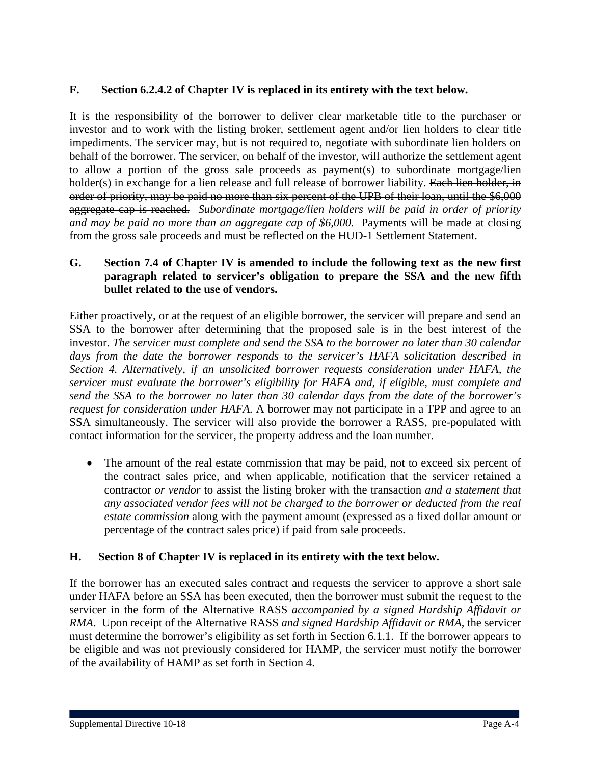**F. Section 6.2.4.2 of Chapter IV is replaced in its entirety with the text below.**

It is the responsibility of the borrower to deliver clear marketable title to the purchaser or investor and to work with the listing broker, settlement agent and/or lien holders to clear title impediments. The servicer may, but is not required to, negotiate with subordinate lien holders on behalf of the borrower. The servicer, on behalf of the investor, will authorize the settlement agent to allow a portion of the gross sale proceeds as payment(s) to subordinate mortgage/lien holder(s) in exchange for a lien release and full release of borrower liability. ~~Each lien holder, in order of priority, may be paid no more than six percent of the UPB of their loan, until the $6,000 aggregate cap is reached.~~ *Subordinate mortgage/lien holders will be paid in order of priority and may be paid no more than an aggregate cap of $6,000.* Payments will be made at closing from the gross sale proceeds and must be reflected on the HUD-1 Settlement Statement.

**G. Section 7.4 of Chapter IV is amended to include the following text as the new first paragraph related to servicer's obligation to prepare the SSA and the new fifth bullet related to the use of vendors.**

Either proactively, or at the request of an eligible borrower, the servicer will prepare and send an SSA to the borrower after determining that the proposed sale is in the best interest of the investor. *The servicer must complete and send the SSA to the borrower no later than 30 calendar days from the date the borrower responds to the servicer's HAFA solicitation described in Section 4. Alternatively, if an unsolicited borrower requests consideration under HAFA, the servicer must evaluate the borrower's eligibility for HAFA and, if eligible, must complete and send the SSA to the borrower no later than 30 calendar days from the date of the borrower's request for consideration under HAFA.* A borrower may not participate in a TPP and agree to an SSA simultaneously. The servicer will also provide the borrower a RASS, pre-populated with contact information for the servicer, the property address and the loan number.

- The amount of the real estate commission that may be paid, not to exceed six percent of the contract sales price, and when applicable, notification that the servicer retained a contractor *or vendor* to assist the listing broker with the transaction *and a statement that any associated vendor fees will not be charged to the borrower or deducted from the real estate commission* along with the payment amount (expressed as a fixed dollar amount or percentage of the contract sales price) if paid from sale proceeds.

**H. Section 8 of Chapter IV is replaced in its entirety with the text below.**

If the borrower has an executed sales contract and requests the servicer to approve a short sale under HAFA before an SSA has been executed, then the borrower must submit the request to the servicer in the form of the Alternative RASS *accompanied by a signed Hardship Affidavit or RMA*. Upon receipt of the Alternative RASS *and signed Hardship Affidavit or RMA*, the servicer must determine the borrower's eligibility as set forth in Section 6.1.1. If the borrower appears to be eligible and was not previously considered for HAMP, the servicer must notify the borrower of the availability of HAMP as set forth in Section 4.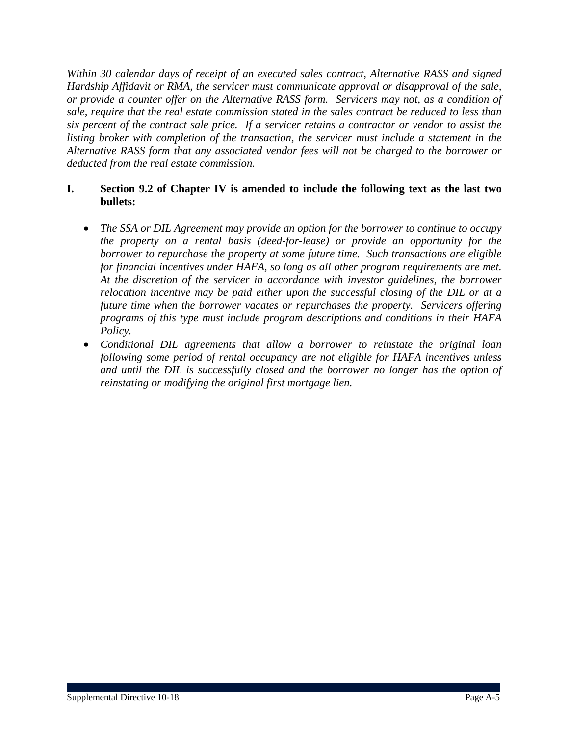*Within 30 calendar days of receipt of an executed sales contract, Alternative RASS and signed Hardship Affidavit or RMA, the servicer must communicate approval or disapproval of the sale, or provide a counter offer on the Alternative RASS form. Servicers may not, as a condition of sale, require that the real estate commission stated in the sales contract be reduced to less than six percent of the contract sale price. If a servicer retains a contractor or vendor to assist the listing broker with completion of the transaction, the servicer must include a statement in the Alternative RASS form that any associated vendor fees will not be charged to the borrower or deducted from the real estate commission.*

**I. Section 9.2 of Chapter IV is amended to include the following text as the last two bullets:**

- *The SSA or DIL Agreement may provide an option for the borrower to continue to occupy the property on a rental basis (deed-for-lease) or provide an opportunity for the borrower to repurchase the property at some future time. Such transactions are eligible for financial incentives under HAFA, so long as all other program requirements are met. At the discretion of the servicer in accordance with investor guidelines, the borrower relocation incentive may be paid either upon the successful closing of the DIL or at a future time when the borrower vacates or repurchases the property. Servicers offering programs of this type must include program descriptions and conditions in their HAFA Policy.*
- *Conditional DIL agreements that allow a borrower to reinstate the original loan following some period of rental occupancy are not eligible for HAFA incentives unless and until the DIL is successfully closed and the borrower no longer has the option of reinstating or modifying the original first mortgage lien.*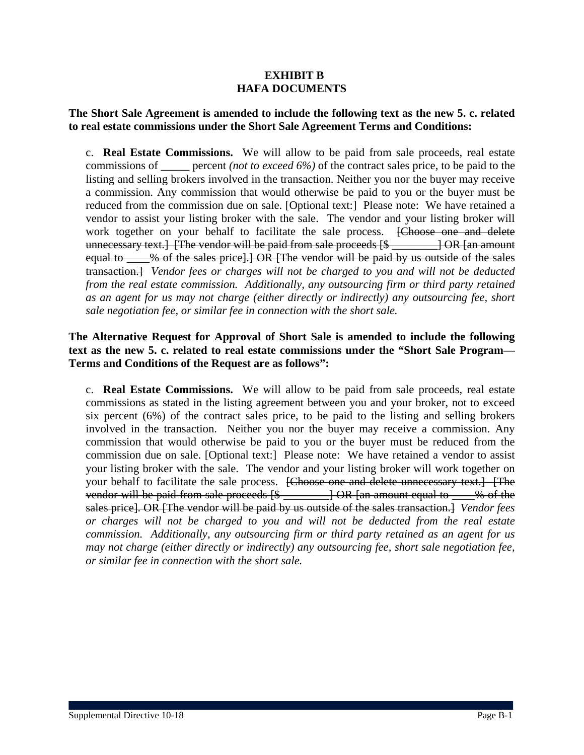# EXHIBIT B
# HAFA DOCUMENTS

**The Short Sale Agreement is amended to include the following text as the new 5. c. related to real estate commissions under the Short Sale Agreement Terms and Conditions:**

c. **Real Estate Commissions.** We will allow to be paid from sale proceeds, real estate commissions of _____ percent *(not to exceed 6%)* of the contract sales price, to be paid to the listing and selling brokers involved in the transaction. Neither you nor the buyer may receive a commission. Any commission that would otherwise be paid to you or the buyer must be reduced from the commission due on sale. [Optional text:] Please note: We have retained a vendor to assist your listing broker with the sale. The vendor and your listing broker will work together on your behalf to facilitate the sale process. ~~[Choose one and delete unnecessary text.] [The vendor will be paid from sale proceeds [$ ________] OR [an amount equal to ____% of the sales price].] OR [The vendor will be paid by us outside of the sales transaction.]~~ *Vendor fees or charges will not be charged to you and will not be deducted from the real estate commission. Additionally, any outsourcing firm or third party retained as an agent for us may not charge (either directly or indirectly) any outsourcing fee, short sale negotiation fee, or similar fee in connection with the short sale.*

**The Alternative Request for Approval of Short Sale is amended to include the following text as the new 5. c. related to real estate commissions under the "Short Sale Program—Terms and Conditions of the Request are as follows":**

c. **Real Estate Commissions.** We will allow to be paid from sale proceeds, real estate commissions as stated in the listing agreement between you and your broker, not to exceed six percent (6%) of the contract sales price, to be paid to the listing and selling brokers involved in the transaction. Neither you nor the buyer may receive a commission. Any commission that would otherwise be paid to you or the buyer must be reduced from the commission due on sale. [Optional text:] Please note: We have retained a vendor to assist your listing broker with the sale. The vendor and your listing broker will work together on your behalf to facilitate the sale process. ~~[Choose one and delete unnecessary text.] [The vendor will be paid from sale proceeds [$ ________] OR [an amount equal to ____% of the sales price]. OR [The vendor will be paid by us outside of the sales transaction.]~~ *Vendor fees or charges will not be charged to you and will not be deducted from the real estate commission. Additionally, any outsourcing firm or third party retained as an agent for us may not charge (either directly or indirectly) any outsourcing fee, short sale negotiation fee, or similar fee in connection with the short sale.*